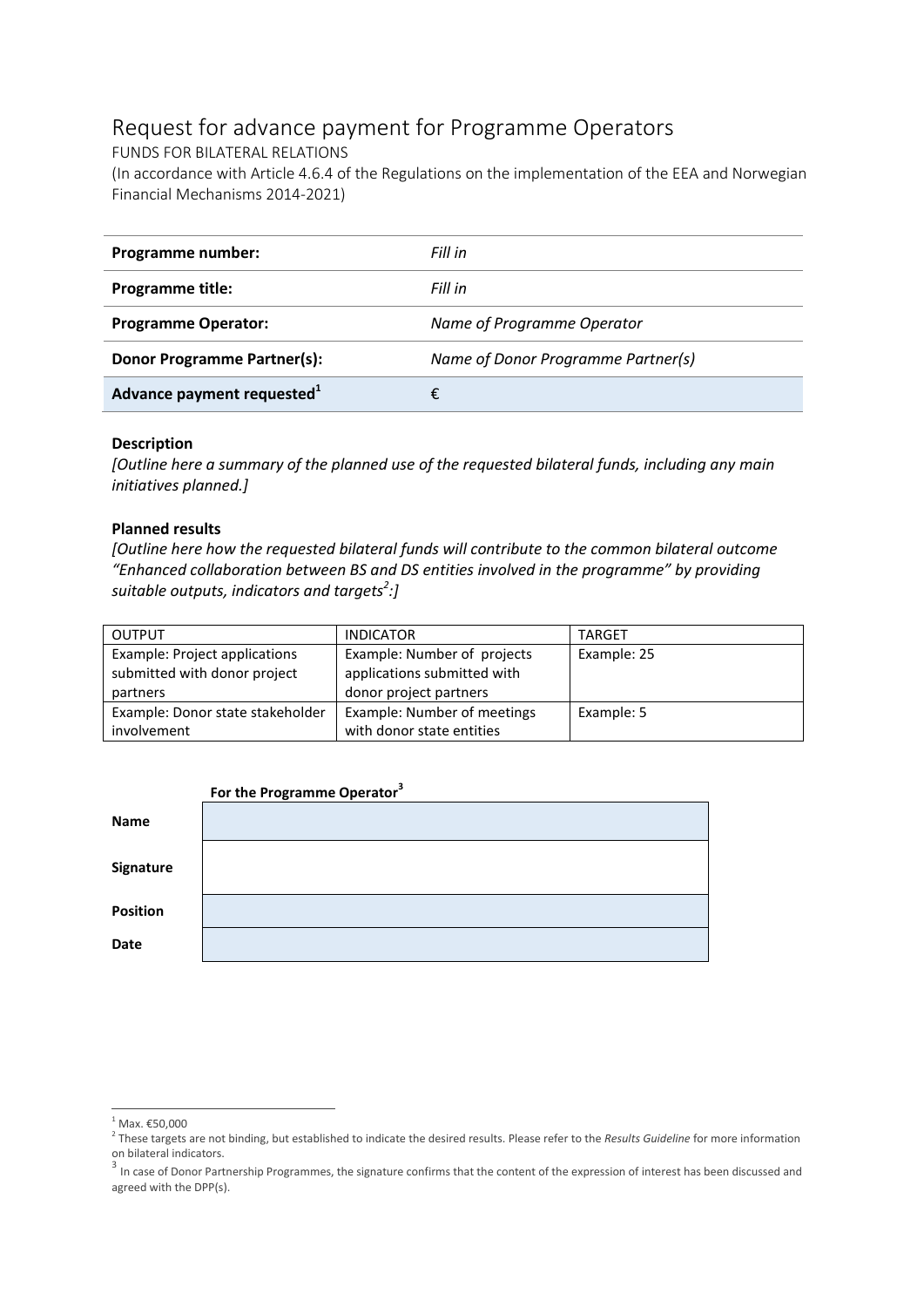# Request for advance payment for Programme Operators

FUNDS FOR BILATERAL RELATIONS

(In accordance with Article 4.6.4 of the Regulations on the implementation of the EEA and Norwegian Financial Mechanisms 2014-2021)

| | |
|---|---|
| **Programme number:** | *Fill in* |
| **Programme title:** | *Fill in* |
| **Programme Operator:** | *Name of Programme Operator* |
| **Donor Programme Partner(s):** | *Name of Donor Programme Partner(s)* |
| **Advance payment requested**[1] | € |

**Description**

*[Outline here a summary of the planned use of the requested bilateral funds, including any main initiatives planned.]*

**Planned results**

*[Outline here how the requested bilateral funds will contribute to the common bilateral outcome "Enhanced collaboration between BS and DS entities involved in the programme" by providing suitable outputs, indicators and targets*[2]*:]*

| OUTPUT | INDICATOR | TARGET |
|---|---|---|
| Example: Project applications submitted with donor project partners | Example: Number of projects applications submitted with donor project partners | Example: 25 |
| Example: Donor state stakeholder involvement | Example: Number of meetings with donor state entities | Example: 5 |

| | **For the Programme Operator**[3] |
|---|---|
| **Name** | |
| **Signature** | |
| **Position** | |
| **Date** | |

---

[1] Max. €50,000

[2] These targets are not binding, but established to indicate the desired results. Please refer to the *Results Guideline* for more information on bilateral indicators.

[3] In case of Donor Partnership Programmes, the signature confirms that the content of the expression of interest has been discussed and agreed with the DPP(s).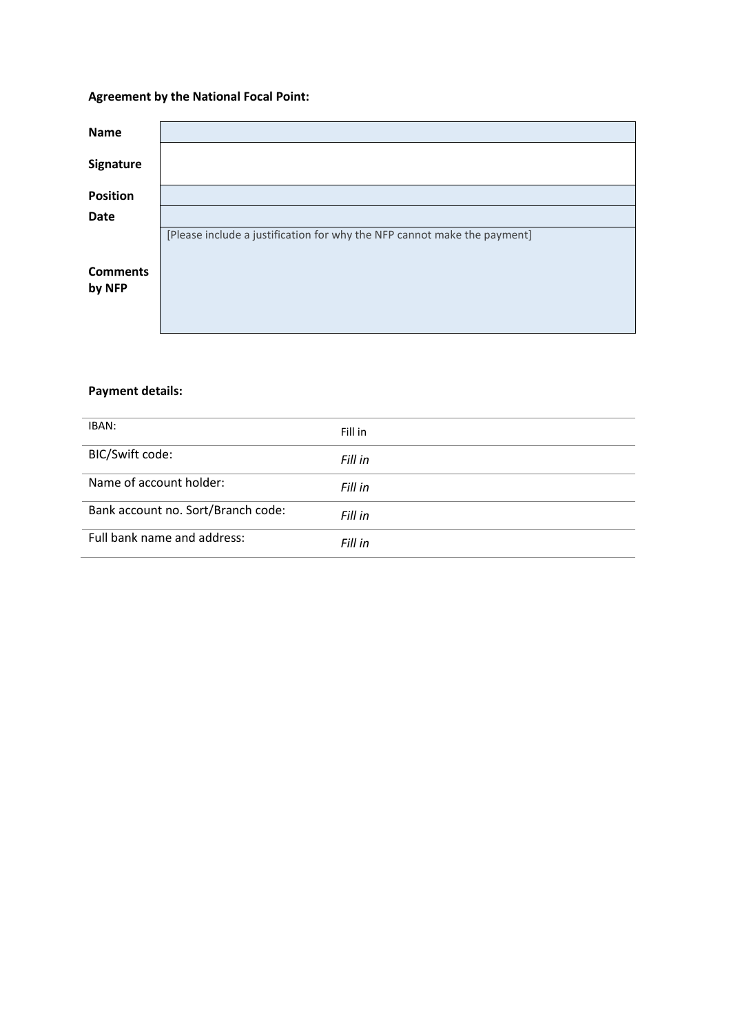**Agreement by the National Focal Point:**

| | |
|---|---|
| **Name** | |
| **Signature** | |
| **Position** | |
| **Date** | |
| **Comments by NFP** | [Please include a justification for why the NFP cannot make the payment] |

**Payment details:**

| | |
|---|---|
| IBAN: | Fill in |
| BIC/Swift code: | *Fill in* |
| Name of account holder: | *Fill in* |
| Bank account no. Sort/Branch code: | *Fill in* |
| Full bank name and address: | *Fill in* |